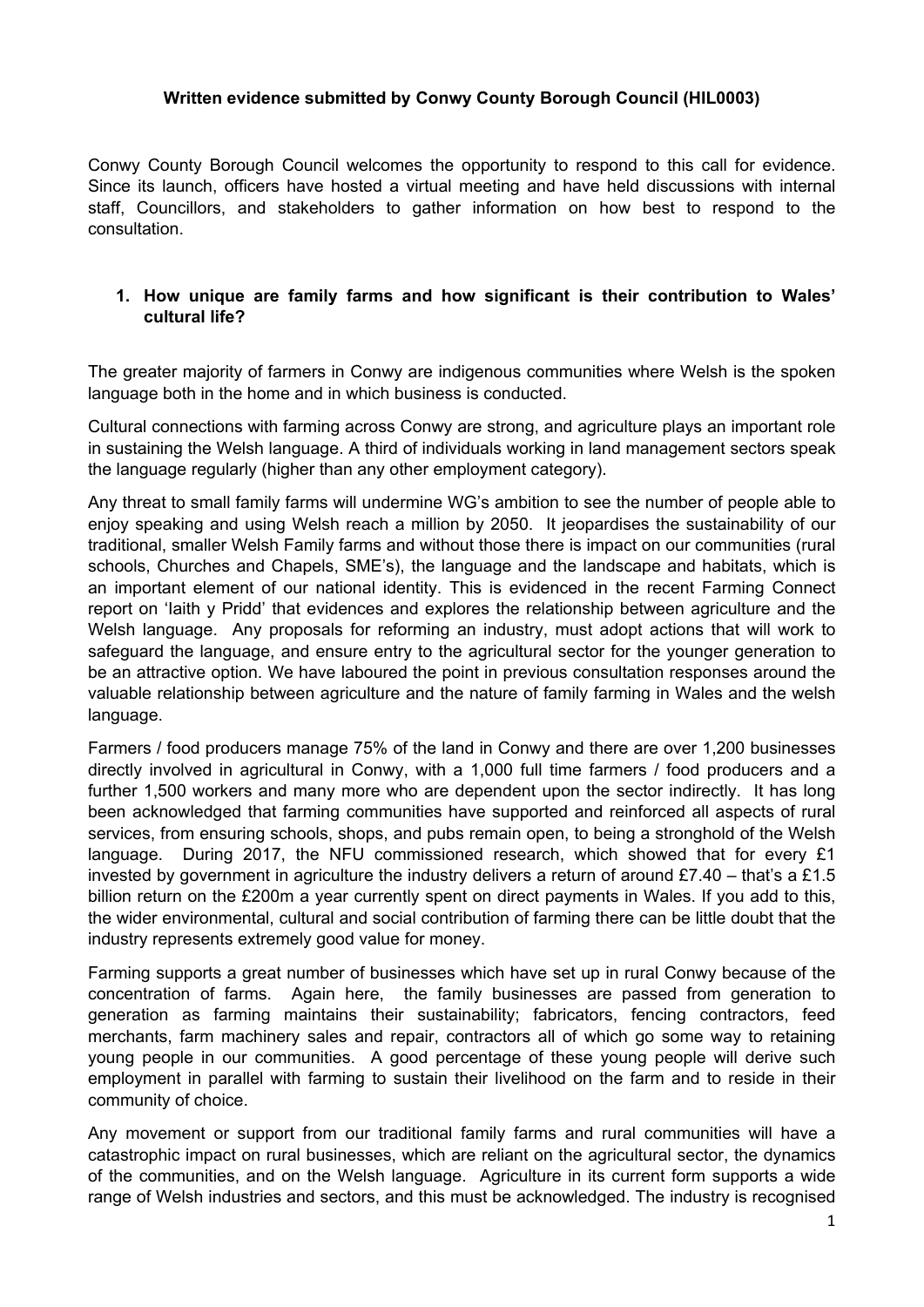**Written evidence submitted by Conwy County Borough Council (HIL0003)**

Conwy County Borough Council welcomes the opportunity to respond to this call for evidence. Since its launch, officers have hosted a virtual meeting and have held discussions with internal staff, Councillors, and stakeholders to gather information on how best to respond to the consultation.

1. **How unique are family farms and how significant is their contribution to Wales' cultural life?**

The greater majority of farmers in Conwy are indigenous communities where Welsh is the spoken language both in the home and in which business is conducted.

Cultural connections with farming across Conwy are strong, and agriculture plays an important role in sustaining the Welsh language. A third of individuals working in land management sectors speak the language regularly (higher than any other employment category).

Any threat to small family farms will undermine WG's ambition to see the number of people able to enjoy speaking and using Welsh reach a million by 2050. It jeopardises the sustainability of our traditional, smaller Welsh Family farms and without those there is impact on our communities (rural schools, Churches and Chapels, SME's), the language and the landscape and habitats, which is an important element of our national identity. This is evidenced in the recent Farming Connect report on 'Iaith y Pridd' that evidences and explores the relationship between agriculture and the Welsh language. Any proposals for reforming an industry, must adopt actions that will work to safeguard the language, and ensure entry to the agricultural sector for the younger generation to be an attractive option. We have laboured the point in previous consultation responses around the valuable relationship between agriculture and the nature of family farming in Wales and the welsh language.

Farmers / food producers manage 75% of the land in Conwy and there are over 1,200 businesses directly involved in agricultural in Conwy, with a 1,000 full time farmers / food producers and a further 1,500 workers and many more who are dependent upon the sector indirectly. It has long been acknowledged that farming communities have supported and reinforced all aspects of rural services, from ensuring schools, shops, and pubs remain open, to being a stronghold of the Welsh language. During 2017, the NFU commissioned research, which showed that for every £1 invested by government in agriculture the industry delivers a return of around £7.40 – that's a £1.5 billion return on the £200m a year currently spent on direct payments in Wales. If you add to this, the wider environmental, cultural and social contribution of farming there can be little doubt that the industry represents extremely good value for money.

Farming supports a great number of businesses which have set up in rural Conwy because of the concentration of farms. Again here, the family businesses are passed from generation to generation as farming maintains their sustainability; fabricators, fencing contractors, feed merchants, farm machinery sales and repair, contractors all of which go some way to retaining young people in our communities. A good percentage of these young people will derive such employment in parallel with farming to sustain their livelihood on the farm and to reside in their community of choice.

Any movement or support from our traditional family farms and rural communities will have a catastrophic impact on rural businesses, which are reliant on the agricultural sector, the dynamics of the communities, and on the Welsh language. Agriculture in its current form supports a wide range of Welsh industries and sectors, and this must be acknowledged. The industry is recognised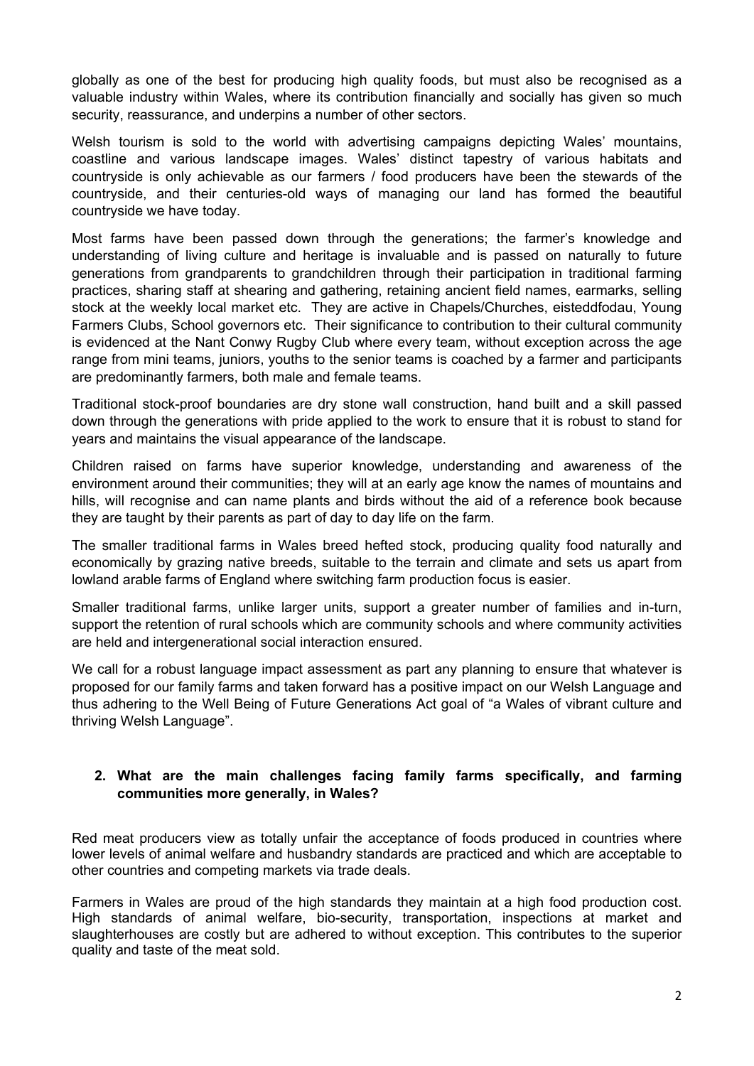globally as one of the best for producing high quality foods, but must also be recognised as a valuable industry within Wales, where its contribution financially and socially has given so much security, reassurance, and underpins a number of other sectors.

Welsh tourism is sold to the world with advertising campaigns depicting Wales' mountains, coastline and various landscape images. Wales' distinct tapestry of various habitats and countryside is only achievable as our farmers / food producers have been the stewards of the countryside, and their centuries-old ways of managing our land has formed the beautiful countryside we have today.

Most farms have been passed down through the generations; the farmer's knowledge and understanding of living culture and heritage is invaluable and is passed on naturally to future generations from grandparents to grandchildren through their participation in traditional farming practices, sharing staff at shearing and gathering, retaining ancient field names, earmarks, selling stock at the weekly local market etc. They are active in Chapels/Churches, eisteddfodau, Young Farmers Clubs, School governors etc. Their significance to contribution to their cultural community is evidenced at the Nant Conwy Rugby Club where every team, without exception across the age range from mini teams, juniors, youths to the senior teams is coached by a farmer and participants are predominantly farmers, both male and female teams.

Traditional stock-proof boundaries are dry stone wall construction, hand built and a skill passed down through the generations with pride applied to the work to ensure that it is robust to stand for years and maintains the visual appearance of the landscape.

Children raised on farms have superior knowledge, understanding and awareness of the environment around their communities; they will at an early age know the names of mountains and hills, will recognise and can name plants and birds without the aid of a reference book because they are taught by their parents as part of day to day life on the farm.

The smaller traditional farms in Wales breed hefted stock, producing quality food naturally and economically by grazing native breeds, suitable to the terrain and climate and sets us apart from lowland arable farms of England where switching farm production focus is easier.

Smaller traditional farms, unlike larger units, support a greater number of families and in-turn, support the retention of rural schools which are community schools and where community activities are held and intergenerational social interaction ensured.

We call for a robust language impact assessment as part any planning to ensure that whatever is proposed for our family farms and taken forward has a positive impact on our Welsh Language and thus adhering to the Well Being of Future Generations Act goal of "a Wales of vibrant culture and thriving Welsh Language".

**2. What are the main challenges facing family farms specifically, and farming communities more generally, in Wales?**

Red meat producers view as totally unfair the acceptance of foods produced in countries where lower levels of animal welfare and husbandry standards are practiced and which are acceptable to other countries and competing markets via trade deals.

Farmers in Wales are proud of the high standards they maintain at a high food production cost. High standards of animal welfare, bio-security, transportation, inspections at market and slaughterhouses are costly but are adhered to without exception. This contributes to the superior quality and taste of the meat sold.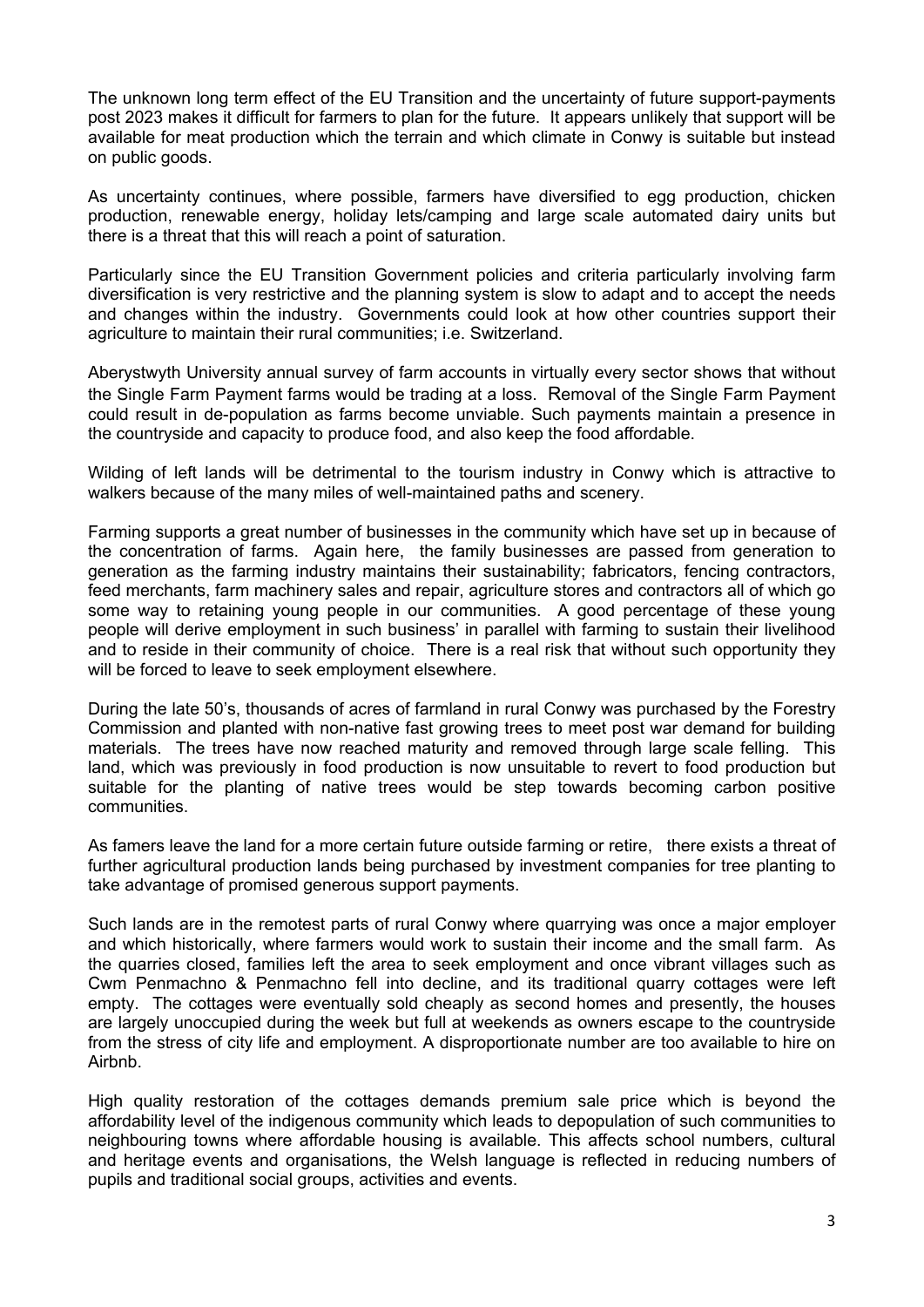The unknown long term effect of the EU Transition and the uncertainty of future support-payments post 2023 makes it difficult for farmers to plan for the future. It appears unlikely that support will be available for meat production which the terrain and which climate in Conwy is suitable but instead on public goods.

As uncertainty continues, where possible, farmers have diversified to egg production, chicken production, renewable energy, holiday lets/camping and large scale automated dairy units but there is a threat that this will reach a point of saturation.

Particularly since the EU Transition Government policies and criteria particularly involving farm diversification is very restrictive and the planning system is slow to adapt and to accept the needs and changes within the industry. Governments could look at how other countries support their agriculture to maintain their rural communities; i.e. Switzerland.

Aberystwyth University annual survey of farm accounts in virtually every sector shows that without the Single Farm Payment farms would be trading at a loss. Removal of the Single Farm Payment could result in de-population as farms become unviable. Such payments maintain a presence in the countryside and capacity to produce food, and also keep the food affordable.

Wilding of left lands will be detrimental to the tourism industry in Conwy which is attractive to walkers because of the many miles of well-maintained paths and scenery.

Farming supports a great number of businesses in the community which have set up in because of the concentration of farms. Again here, the family businesses are passed from generation to generation as the farming industry maintains their sustainability; fabricators, fencing contractors, feed merchants, farm machinery sales and repair, agriculture stores and contractors all of which go some way to retaining young people in our communities. A good percentage of these young people will derive employment in such business' in parallel with farming to sustain their livelihood and to reside in their community of choice. There is a real risk that without such opportunity they will be forced to leave to seek employment elsewhere.

During the late 50's, thousands of acres of farmland in rural Conwy was purchased by the Forestry Commission and planted with non-native fast growing trees to meet post war demand for building materials. The trees have now reached maturity and removed through large scale felling. This land, which was previously in food production is now unsuitable to revert to food production but suitable for the planting of native trees would be step towards becoming carbon positive communities.

As famers leave the land for a more certain future outside farming or retire, there exists a threat of further agricultural production lands being purchased by investment companies for tree planting to take advantage of promised generous support payments.

Such lands are in the remotest parts of rural Conwy where quarrying was once a major employer and which historically, where farmers would work to sustain their income and the small farm. As the quarries closed, families left the area to seek employment and once vibrant villages such as Cwm Penmachno & Penmachno fell into decline, and its traditional quarry cottages were left empty. The cottages were eventually sold cheaply as second homes and presently, the houses are largely unoccupied during the week but full at weekends as owners escape to the countryside from the stress of city life and employment. A disproportionate number are too available to hire on Airbnb.

High quality restoration of the cottages demands premium sale price which is beyond the affordability level of the indigenous community which leads to depopulation of such communities to neighbouring towns where affordable housing is available. This affects school numbers, cultural and heritage events and organisations, the Welsh language is reflected in reducing numbers of pupils and traditional social groups, activities and events.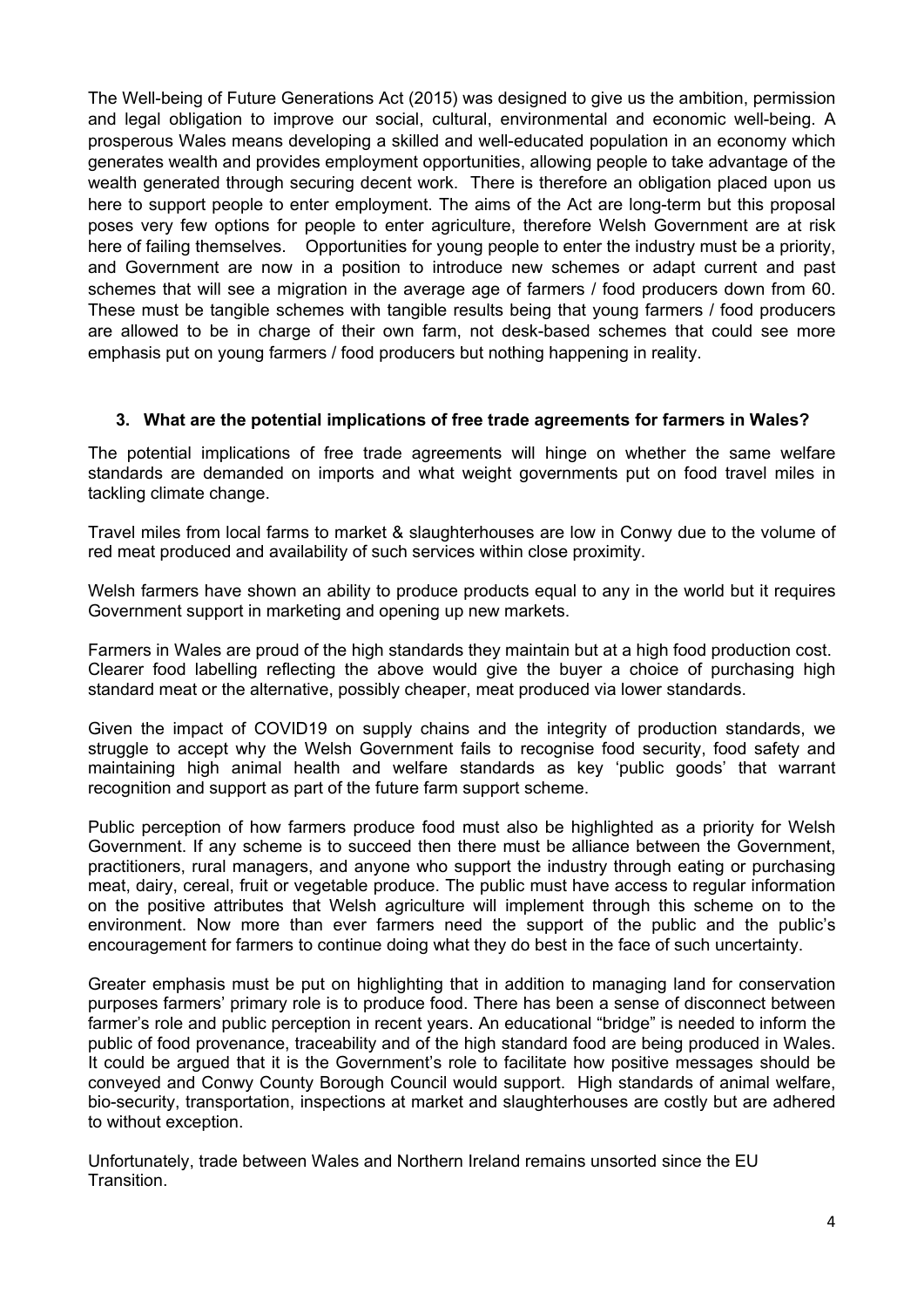The Well-being of Future Generations Act (2015) was designed to give us the ambition, permission and legal obligation to improve our social, cultural, environmental and economic well-being. A prosperous Wales means developing a skilled and well-educated population in an economy which generates wealth and provides employment opportunities, allowing people to take advantage of the wealth generated through securing decent work. There is therefore an obligation placed upon us here to support people to enter employment. The aims of the Act are long-term but this proposal poses very few options for people to enter agriculture, therefore Welsh Government are at risk here of failing themselves. Opportunities for young people to enter the industry must be a priority, and Government are now in a position to introduce new schemes or adapt current and past schemes that will see a migration in the average age of farmers / food producers down from 60. These must be tangible schemes with tangible results being that young farmers / food producers are allowed to be in charge of their own farm, not desk-based schemes that could see more emphasis put on young farmers / food producers but nothing happening in reality.

### 3. What are the potential implications of free trade agreements for farmers in Wales?

The potential implications of free trade agreements will hinge on whether the same welfare standards are demanded on imports and what weight governments put on food travel miles in tackling climate change.

Travel miles from local farms to market & slaughterhouses are low in Conwy due to the volume of red meat produced and availability of such services within close proximity.

Welsh farmers have shown an ability to produce products equal to any in the world but it requires Government support in marketing and opening up new markets.

Farmers in Wales are proud of the high standards they maintain but at a high food production cost. Clearer food labelling reflecting the above would give the buyer a choice of purchasing high standard meat or the alternative, possibly cheaper, meat produced via lower standards.

Given the impact of COVID19 on supply chains and the integrity of production standards, we struggle to accept why the Welsh Government fails to recognise food security, food safety and maintaining high animal health and welfare standards as key 'public goods' that warrant recognition and support as part of the future farm support scheme.

Public perception of how farmers produce food must also be highlighted as a priority for Welsh Government. If any scheme is to succeed then there must be alliance between the Government, practitioners, rural managers, and anyone who support the industry through eating or purchasing meat, dairy, cereal, fruit or vegetable produce. The public must have access to regular information on the positive attributes that Welsh agriculture will implement through this scheme on to the environment. Now more than ever farmers need the support of the public and the public's encouragement for farmers to continue doing what they do best in the face of such uncertainty.

Greater emphasis must be put on highlighting that in addition to managing land for conservation purposes farmers' primary role is to produce food. There has been a sense of disconnect between farmer's role and public perception in recent years. An educational "bridge" is needed to inform the public of food provenance, traceability and of the high standard food are being produced in Wales. It could be argued that it is the Government's role to facilitate how positive messages should be conveyed and Conwy County Borough Council would support. High standards of animal welfare, bio-security, transportation, inspections at market and slaughterhouses are costly but are adhered to without exception.

Unfortunately, trade between Wales and Northern Ireland remains unsorted since the EU Transition.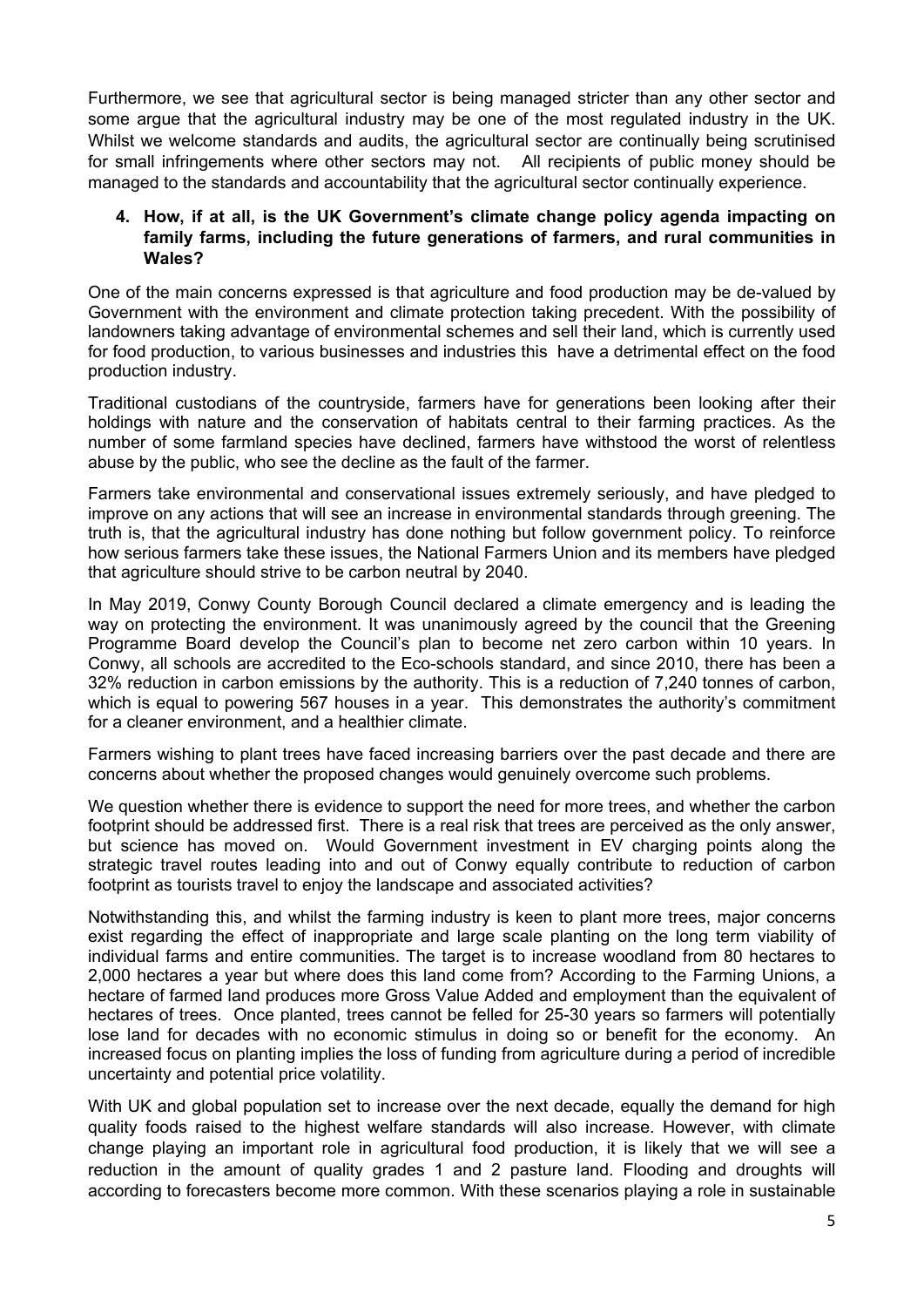Furthermore, we see that agricultural sector is being managed stricter than any other sector and some argue that the agricultural industry may be one of the most regulated industry in the UK. Whilst we welcome standards and audits, the agricultural sector are continually being scrutinised for small infringements where other sectors may not. All recipients of public money should be managed to the standards and accountability that the agricultural sector continually experience.

**4. How, if at all, is the UK Government's climate change policy agenda impacting on family farms, including the future generations of farmers, and rural communities in Wales?**

One of the main concerns expressed is that agriculture and food production may be de-valued by Government with the environment and climate protection taking precedent. With the possibility of landowners taking advantage of environmental schemes and sell their land, which is currently used for food production, to various businesses and industries this have a detrimental effect on the food production industry.

Traditional custodians of the countryside, farmers have for generations been looking after their holdings with nature and the conservation of habitats central to their farming practices. As the number of some farmland species have declined, farmers have withstood the worst of relentless abuse by the public, who see the decline as the fault of the farmer.

Farmers take environmental and conservational issues extremely seriously, and have pledged to improve on any actions that will see an increase in environmental standards through greening. The truth is, that the agricultural industry has done nothing but follow government policy. To reinforce how serious farmers take these issues, the National Farmers Union and its members have pledged that agriculture should strive to be carbon neutral by 2040.

In May 2019, Conwy County Borough Council declared a climate emergency and is leading the way on protecting the environment. It was unanimously agreed by the council that the Greening Programme Board develop the Council's plan to become net zero carbon within 10 years. In Conwy, all schools are accredited to the Eco-schools standard, and since 2010, there has been a 32% reduction in carbon emissions by the authority. This is a reduction of 7,240 tonnes of carbon, which is equal to powering 567 houses in a year. This demonstrates the authority's commitment for a cleaner environment, and a healthier climate.

Farmers wishing to plant trees have faced increasing barriers over the past decade and there are concerns about whether the proposed changes would genuinely overcome such problems.

We question whether there is evidence to support the need for more trees, and whether the carbon footprint should be addressed first. There is a real risk that trees are perceived as the only answer, but science has moved on. Would Government investment in EV charging points along the strategic travel routes leading into and out of Conwy equally contribute to reduction of carbon footprint as tourists travel to enjoy the landscape and associated activities?

Notwithstanding this, and whilst the farming industry is keen to plant more trees, major concerns exist regarding the effect of inappropriate and large scale planting on the long term viability of individual farms and entire communities. The target is to increase woodland from 80 hectares to 2,000 hectares a year but where does this land come from? According to the Farming Unions, a hectare of farmed land produces more Gross Value Added and employment than the equivalent of hectares of trees. Once planted, trees cannot be felled for 25-30 years so farmers will potentially lose land for decades with no economic stimulus in doing so or benefit for the economy. An increased focus on planting implies the loss of funding from agriculture during a period of incredible uncertainty and potential price volatility.

With UK and global population set to increase over the next decade, equally the demand for high quality foods raised to the highest welfare standards will also increase. However, with climate change playing an important role in agricultural food production, it is likely that we will see a reduction in the amount of quality grades 1 and 2 pasture land. Flooding and droughts will according to forecasters become more common. With these scenarios playing a role in sustainable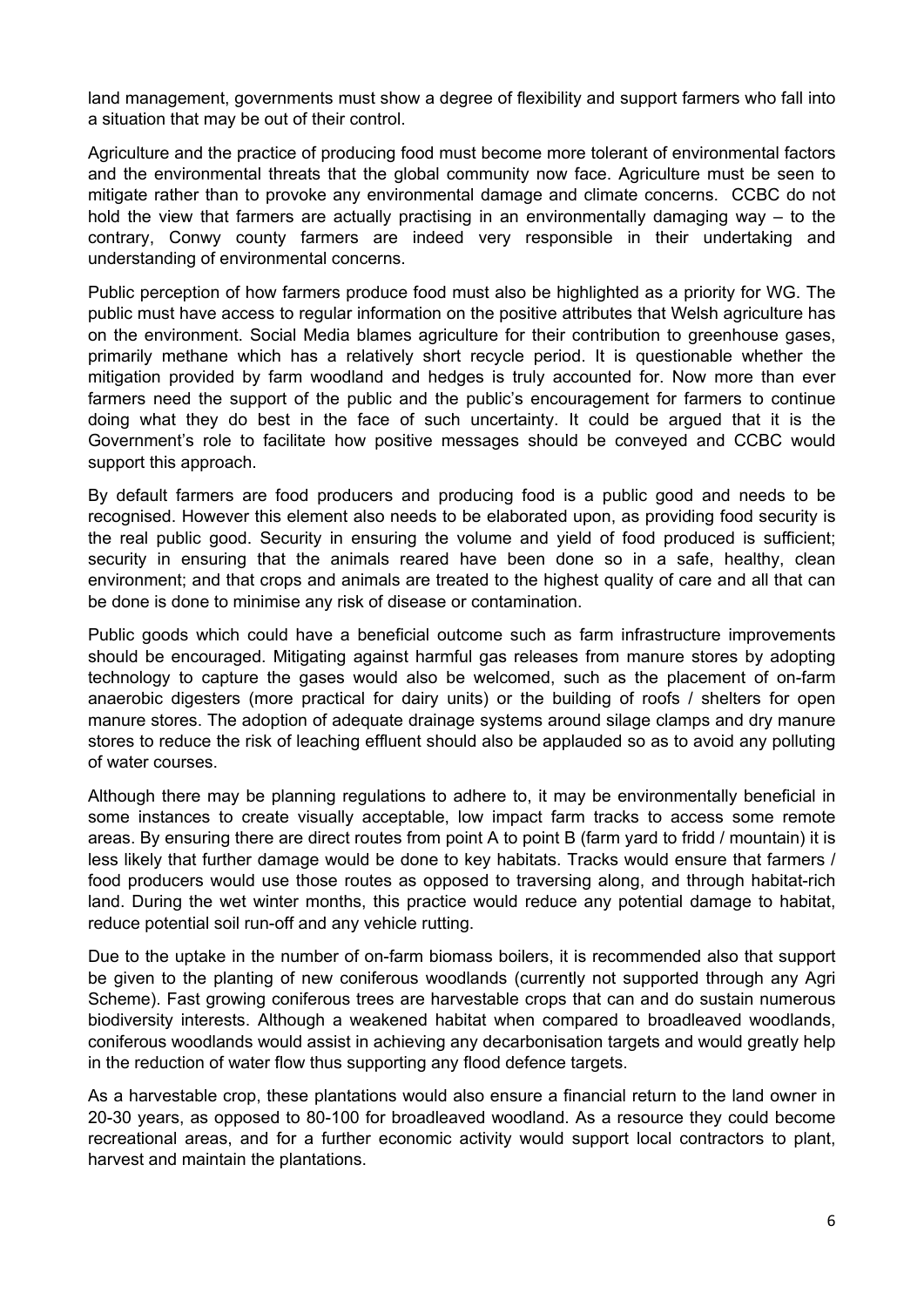land management, governments must show a degree of flexibility and support farmers who fall into a situation that may be out of their control.

Agriculture and the practice of producing food must become more tolerant of environmental factors and the environmental threats that the global community now face. Agriculture must be seen to mitigate rather than to provoke any environmental damage and climate concerns. CCBC do not hold the view that farmers are actually practising in an environmentally damaging way – to the contrary, Conwy county farmers are indeed very responsible in their undertaking and understanding of environmental concerns.

Public perception of how farmers produce food must also be highlighted as a priority for WG. The public must have access to regular information on the positive attributes that Welsh agriculture has on the environment. Social Media blames agriculture for their contribution to greenhouse gases, primarily methane which has a relatively short recycle period. It is questionable whether the mitigation provided by farm woodland and hedges is truly accounted for. Now more than ever farmers need the support of the public and the public's encouragement for farmers to continue doing what they do best in the face of such uncertainty. It could be argued that it is the Government's role to facilitate how positive messages should be conveyed and CCBC would support this approach.

By default farmers are food producers and producing food is a public good and needs to be recognised. However this element also needs to be elaborated upon, as providing food security is the real public good. Security in ensuring the volume and yield of food produced is sufficient; security in ensuring that the animals reared have been done so in a safe, healthy, clean environment; and that crops and animals are treated to the highest quality of care and all that can be done is done to minimise any risk of disease or contamination.

Public goods which could have a beneficial outcome such as farm infrastructure improvements should be encouraged. Mitigating against harmful gas releases from manure stores by adopting technology to capture the gases would also be welcomed, such as the placement of on-farm anaerobic digesters (more practical for dairy units) or the building of roofs / shelters for open manure stores. The adoption of adequate drainage systems around silage clamps and dry manure stores to reduce the risk of leaching effluent should also be applauded so as to avoid any polluting of water courses.

Although there may be planning regulations to adhere to, it may be environmentally beneficial in some instances to create visually acceptable, low impact farm tracks to access some remote areas. By ensuring there are direct routes from point A to point B (farm yard to fridd / mountain) it is less likely that further damage would be done to key habitats. Tracks would ensure that farmers / food producers would use those routes as opposed to traversing along, and through habitat-rich land. During the wet winter months, this practice would reduce any potential damage to habitat, reduce potential soil run-off and any vehicle rutting.

Due to the uptake in the number of on-farm biomass boilers, it is recommended also that support be given to the planting of new coniferous woodlands (currently not supported through any Agri Scheme). Fast growing coniferous trees are harvestable crops that can and do sustain numerous biodiversity interests. Although a weakened habitat when compared to broadleaved woodlands, coniferous woodlands would assist in achieving any decarbonisation targets and would greatly help in the reduction of water flow thus supporting any flood defence targets.

As a harvestable crop, these plantations would also ensure a financial return to the land owner in 20-30 years, as opposed to 80-100 for broadleaved woodland. As a resource they could become recreational areas, and for a further economic activity would support local contractors to plant, harvest and maintain the plantations.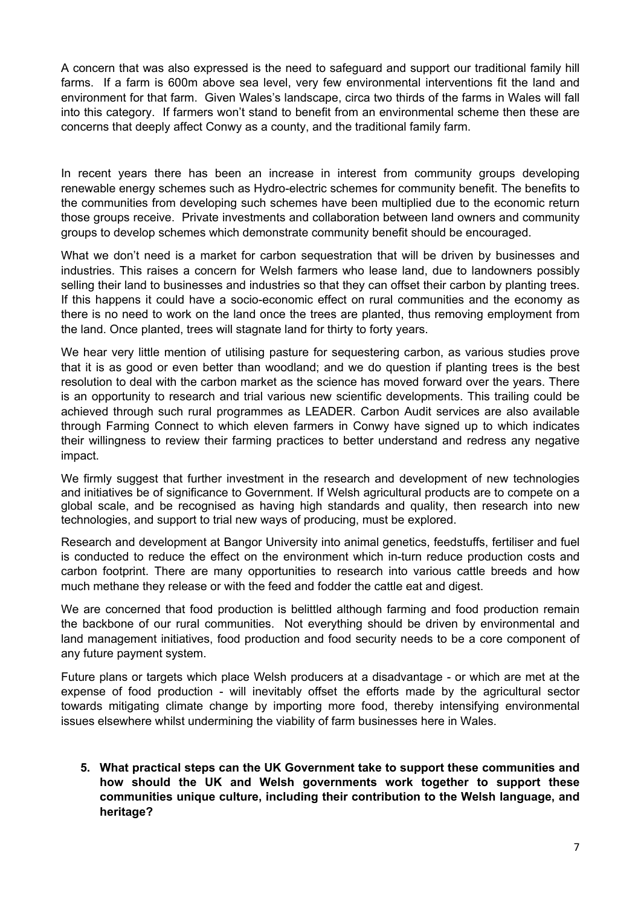A concern that was also expressed is the need to safeguard and support our traditional family hill farms. If a farm is 600m above sea level, very few environmental interventions fit the land and environment for that farm. Given Wales's landscape, circa two thirds of the farms in Wales will fall into this category. If farmers won't stand to benefit from an environmental scheme then these are concerns that deeply affect Conwy as a county, and the traditional family farm.

In recent years there has been an increase in interest from community groups developing renewable energy schemes such as Hydro-electric schemes for community benefit. The benefits to the communities from developing such schemes have been multiplied due to the economic return those groups receive. Private investments and collaboration between land owners and community groups to develop schemes which demonstrate community benefit should be encouraged.

What we don't need is a market for carbon sequestration that will be driven by businesses and industries. This raises a concern for Welsh farmers who lease land, due to landowners possibly selling their land to businesses and industries so that they can offset their carbon by planting trees. If this happens it could have a socio-economic effect on rural communities and the economy as there is no need to work on the land once the trees are planted, thus removing employment from the land. Once planted, trees will stagnate land for thirty to forty years.

We hear very little mention of utilising pasture for sequestering carbon, as various studies prove that it is as good or even better than woodland; and we do question if planting trees is the best resolution to deal with the carbon market as the science has moved forward over the years. There is an opportunity to research and trial various new scientific developments. This trailing could be achieved through such rural programmes as LEADER. Carbon Audit services are also available through Farming Connect to which eleven farmers in Conwy have signed up to which indicates their willingness to review their farming practices to better understand and redress any negative impact.

We firmly suggest that further investment in the research and development of new technologies and initiatives be of significance to Government. If Welsh agricultural products are to compete on a global scale, and be recognised as having high standards and quality, then research into new technologies, and support to trial new ways of producing, must be explored.

Research and development at Bangor University into animal genetics, feedstuffs, fertiliser and fuel is conducted to reduce the effect on the environment which in-turn reduce production costs and carbon footprint. There are many opportunities to research into various cattle breeds and how much methane they release or with the feed and fodder the cattle eat and digest.

We are concerned that food production is belittled although farming and food production remain the backbone of our rural communities. Not everything should be driven by environmental and land management initiatives, food production and food security needs to be a core component of any future payment system.

Future plans or targets which place Welsh producers at a disadvantage - or which are met at the expense of food production - will inevitably offset the efforts made by the agricultural sector towards mitigating climate change by importing more food, thereby intensifying environmental issues elsewhere whilst undermining the viability of farm businesses here in Wales.

5. **What practical steps can the UK Government take to support these communities and how should the UK and Welsh governments work together to support these communities unique culture, including their contribution to the Welsh language, and heritage?**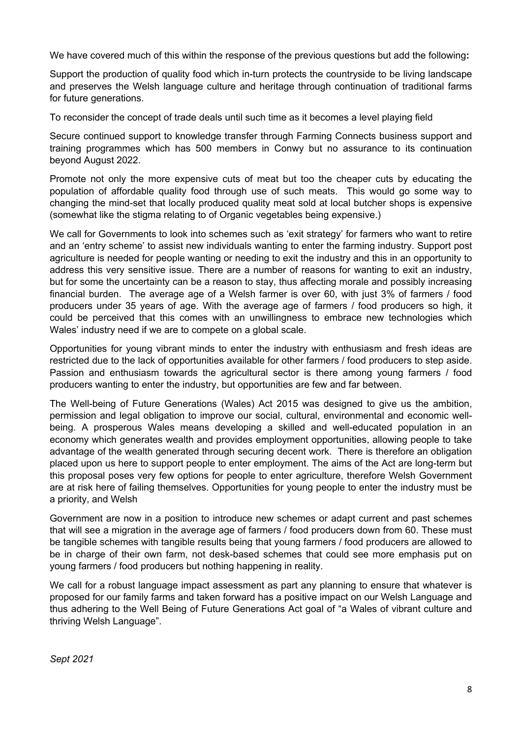We have covered much of this within the response of the previous questions but add the following**:**

Support the production of quality food which in-turn protects the countryside to be living landscape and preserves the Welsh language culture and heritage through continuation of traditional farms for future generations.

To reconsider the concept of trade deals until such time as it becomes a level playing field

Secure continued support to knowledge transfer through Farming Connects business support and training programmes which has 500 members in Conwy but no assurance to its continuation beyond August 2022.

Promote not only the more expensive cuts of meat but too the cheaper cuts by educating the population of affordable quality food through use of such meats. This would go some way to changing the mind-set that locally produced quality meat sold at local butcher shops is expensive (somewhat like the stigma relating to of Organic vegetables being expensive.)

We call for Governments to look into schemes such as 'exit strategy' for farmers who want to retire and an 'entry scheme' to assist new individuals wanting to enter the farming industry. Support post agriculture is needed for people wanting or needing to exit the industry and this in an opportunity to address this very sensitive issue. There are a number of reasons for wanting to exit an industry, but for some the uncertainty can be a reason to stay, thus affecting morale and possibly increasing financial burden. The average age of a Welsh farmer is over 60, with just 3% of farmers / food producers under 35 years of age. With the average age of farmers / food producers so high, it could be perceived that this comes with an unwillingness to embrace new technologies which Wales' industry need if we are to compete on a global scale.

Opportunities for young vibrant minds to enter the industry with enthusiasm and fresh ideas are restricted due to the lack of opportunities available for other farmers / food producers to step aside. Passion and enthusiasm towards the agricultural sector is there among young farmers / food producers wanting to enter the industry, but opportunities are few and far between.

The Well-being of Future Generations (Wales) Act 2015 was designed to give us the ambition, permission and legal obligation to improve our social, cultural, environmental and economic well-being. A prosperous Wales means developing a skilled and well-educated population in an economy which generates wealth and provides employment opportunities, allowing people to take advantage of the wealth generated through securing decent work. There is therefore an obligation placed upon us here to support people to enter employment. The aims of the Act are long-term but this proposal poses very few options for people to enter agriculture, therefore Welsh Government are at risk here of failing themselves. Opportunities for young people to enter the industry must be a priority, and Welsh

Government are now in a position to introduce new schemes or adapt current and past schemes that will see a migration in the average age of farmers / food producers down from 60. These must be tangible schemes with tangible results being that young farmers / food producers are allowed to be in charge of their own farm, not desk-based schemes that could see more emphasis put on young farmers / food producers but nothing happening in reality.

We call for a robust language impact assessment as part any planning to ensure that whatever is proposed for our family farms and taken forward has a positive impact on our Welsh Language and thus adhering to the Well Being of Future Generations Act goal of "a Wales of vibrant culture and thriving Welsh Language".

*Sept 2021*